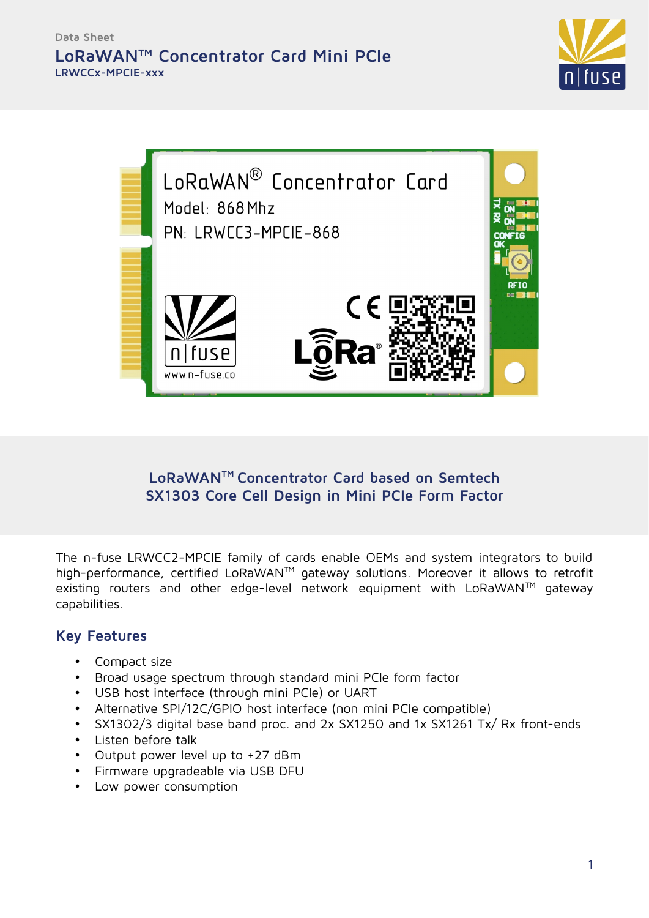Data Sheet

# LoRaWANTM Concentrator Card Mini PCIe

**LRWCCx-MPCIE-xxx**

## LoRaWANTM Concentrator Card based on Semtech SX1303 Core Cell Design in Mini PCIe Form Factor

The n-fuse LRWCC2-MPCIE family of cards enable OEMs and system integrators to build high-performance, certified LoRaWANTM gateway solutions. Moreover it allows to retrofit existing routers and other edge-level network equipment with LoRaWANTM gateway capabilities.

## Key Features

- Compact size
- Broad usage spectrum through standard mini PCIe form factor
- USB host interface (through mini PCIe) or UART
- Alternative SPI/12C/GPIO host interface (non mini PCIe compatible)
- SX1302/3 digital base band proc. and 2x SX1250 and 1x SX1261 Tx/ Rx front-ends
- Listen before talk
- Output power level up to +27 dBm
- Firmware upgradeable via USB DFU
- Low power consumption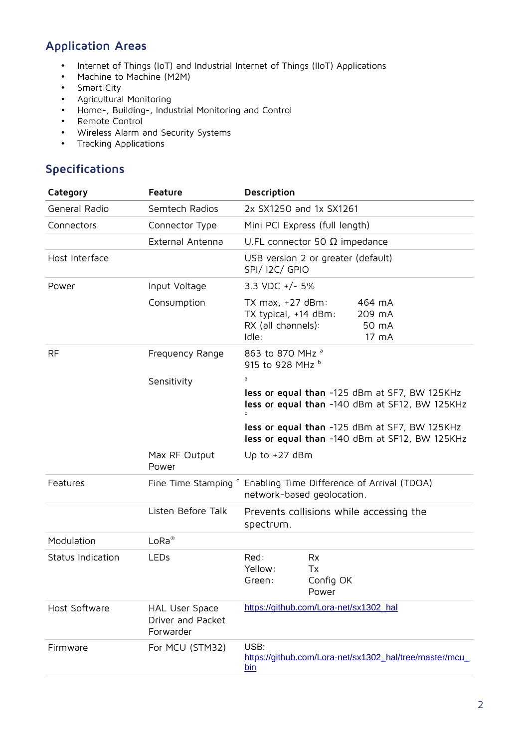## Application Areas

- Internet of Things (IoT) and Industrial Internet of Things (IIoT) Applications
- Machine to Machine (M2M)
- Smart City
- Agricultural Monitoring
- Home-, Building-, Industrial Monitoring and Control
- Remote Control
- Wireless Alarm and Security Systems
- Tracking Applications

## Specifications

| Category | Feature | Description |
|---|---|---|
| General Radio | Semtech Radios | 2x SX1250 and 1x SX1261 |
| Connectors | Connector Type | Mini PCI Express (full length) |
| | External Antenna | U.FL connector 50 Ω impedance |
| Host Interface | | USB version 2 or greater (default)<br>SPI/ I2C/ GPIO |
| Power | Input Voltage | 3.3 VDC +/- 5% |
| | Consumption | TX max, +27 dBm: 464 mA<br>TX typical, +14 dBm: 209 mA<br>RX (all channels): 50 mA<br>Idle: 17 mA |
| RF | Frequency Range | 863 to 870 MHz [a]<br>915 to 928 MHz [b] |
| | Sensitivity | [a]<br>**less or equal than** -125 dBm at SF7, BW 125KHz<br>**less or equal than** -140 dBm at SF12, BW 125KHz<br>[b]<br>**less or equal than** -125 dBm at SF7, BW 125KHz<br>**less or equal than** -140 dBm at SF12, BW 125KHz |
| | Max RF Output Power | Up to +27 dBm |
| Features | Fine Time Stamping [c] | Enabling Time Difference of Arrival (TDOA) network-based geolocation. |
| | Listen Before Talk | Prevents collisions while accessing the spectrum. |
| Modulation | LoRa® | |
| Status Indication | LEDs | Red: Rx<br>Yellow: Tx<br>Green: Config OK<br>Power |
| Host Software | HAL User Space Driver and Packet Forwarder | https://github.com/Lora-net/sx1302_hal |
| Firmware | For MCU (STM32) | USB:<br>https://github.com/Lora-net/sx1302_hal/tree/master/mcu_bin |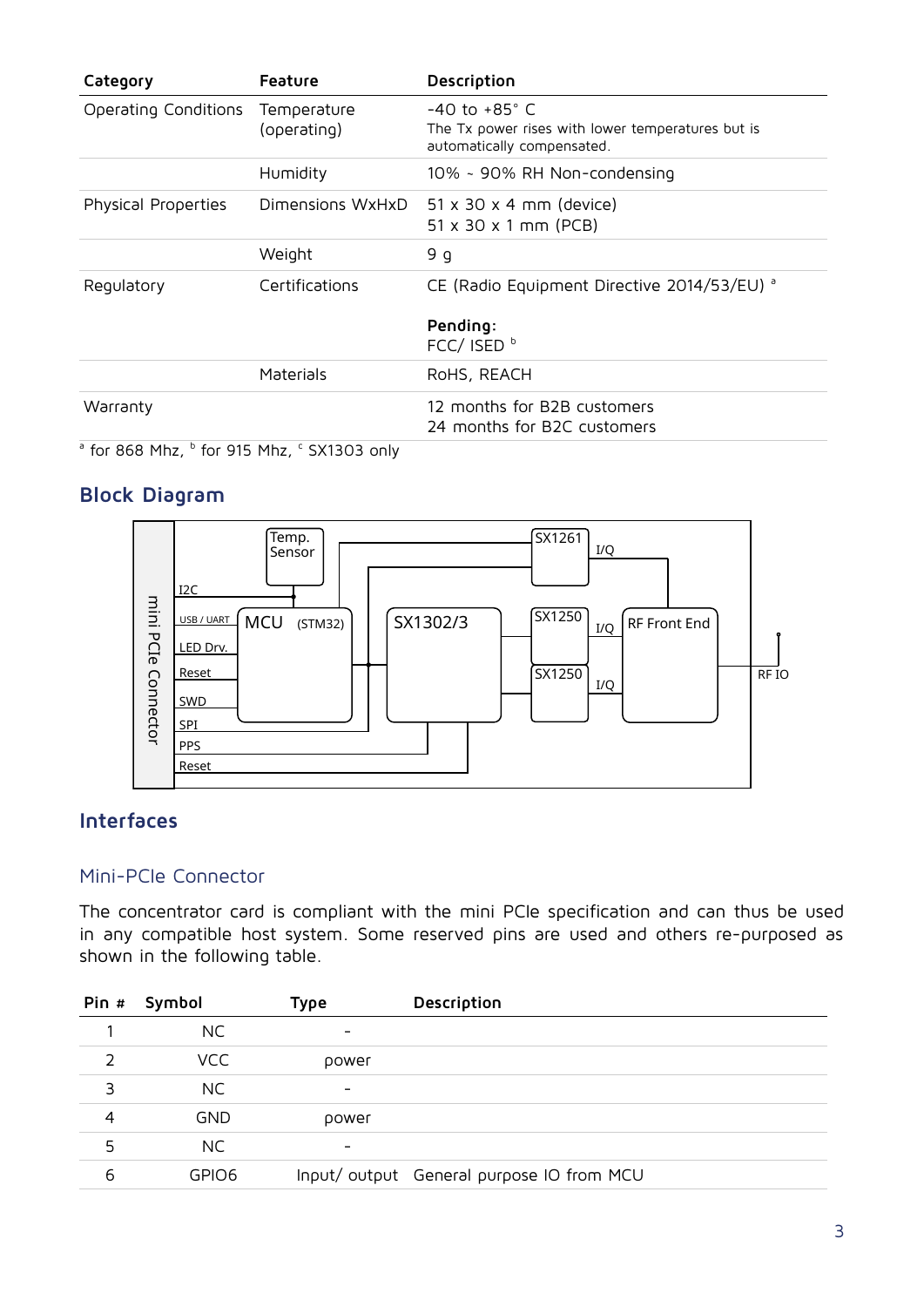| Category | Feature | Description |
|---|---|---|
| Operating Conditions | Temperature (operating) | -40 to +85° C<br>The Tx power rises with lower temperatures but is automatically compensated. |
| | Humidity | 10% ~ 90% RH Non-condensing |
| Physical Properties | Dimensions WxHxD | 51 x 30 x 4 mm (device)<br>51 x 30 x 1 mm (PCB) |
| | Weight | 9 g |
| Regulatory | Certifications | CE (Radio Equipment Directive 2014/53/EU) [a]<br><br>**Pending:**<br>FCC/ ISED [b] |
| | Materials | RoHS, REACH |
| Warranty | | 12 months for B2B customers<br>24 months for B2C customers |

[a] for 868 Mhz, [b] for 915 Mhz, [c] SX1303 only

## Block Diagram

## Interfaces

### Mini-PCIe Connector

The concentrator card is compliant with the mini PCIe specification and can thus be used in any compatible host system. Some reserved pins are used and others re-purposed as shown in the following table.

| Pin # | Symbol | Type | Description |
|---|---|---|---|
| 1 | NC | - | |
| 2 | VCC | power | |
| 3 | NC | - | |
| 4 | GND | power | |
| 5 | NC | - | |
| 6 | GPIO6 | Input/ output | General purpose IO from MCU |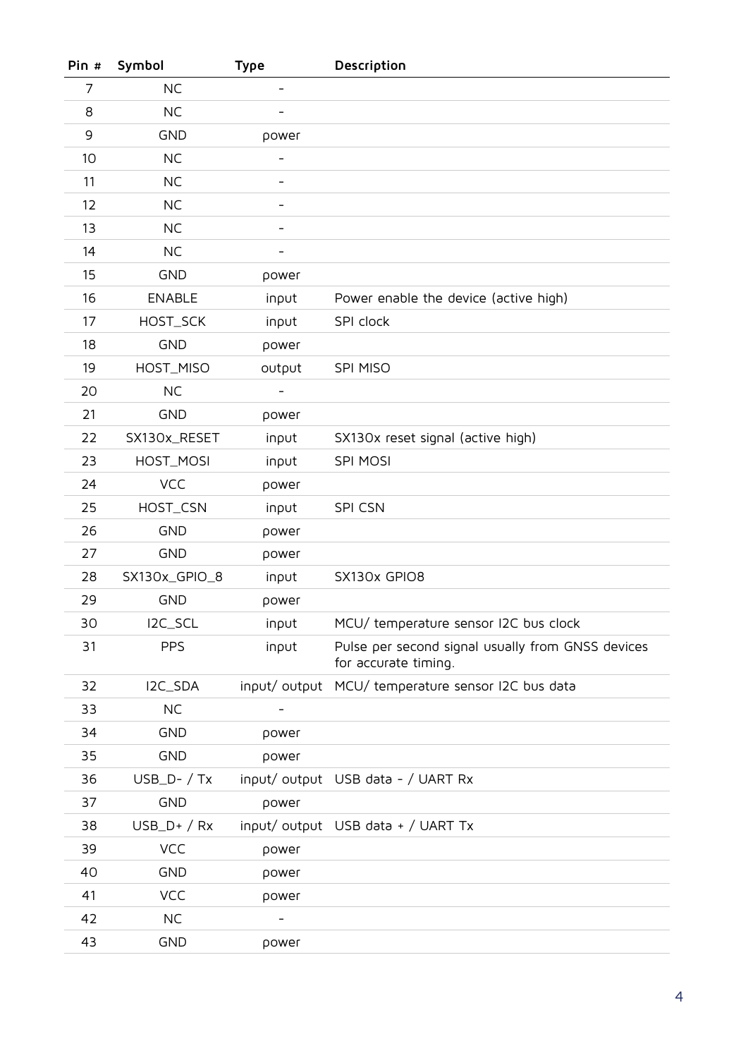| Pin # | Symbol | Type | Description |
|---|---|---|---|
| 7 | NC | - | |
| 8 | NC | - | |
| 9 | GND | power | |
| 10 | NC | - | |
| 11 | NC | - | |
| 12 | NC | - | |
| 13 | NC | - | |
| 14 | NC | - | |
| 15 | GND | power | |
| 16 | ENABLE | input | Power enable the device (active high) |
| 17 | HOST_SCK | input | SPI clock |
| 18 | GND | power | |
| 19 | HOST_MISO | output | SPI MISO |
| 20 | NC | - | |
| 21 | GND | power | |
| 22 | SX130x_RESET | input | SX130x reset signal (active high) |
| 23 | HOST_MOSI | input | SPI MOSI |
| 24 | VCC | power | |
| 25 | HOST_CSN | input | SPI CSN |
| 26 | GND | power | |
| 27 | GND | power | |
| 28 | SX130x_GPIO_8 | input | SX130x GPIO8 |
| 29 | GND | power | |
| 30 | I2C_SCL | input | MCU/ temperature sensor I2C bus clock |
| 31 | PPS | input | Pulse per second signal usually from GNSS devices for accurate timing. |
| 32 | I2C_SDA | input/ output | MCU/ temperature sensor I2C bus data |
| 33 | NC | - | |
| 34 | GND | power | |
| 35 | GND | power | |
| 36 | USB_D- / Tx | input/ output | USB data - / UART Rx |
| 37 | GND | power | |
| 38 | USB_D+ / Rx | input/ output | USB data + / UART Tx |
| 39 | VCC | power | |
| 40 | GND | power | |
| 41 | VCC | power | |
| 42 | NC | - | |
| 43 | GND | power | |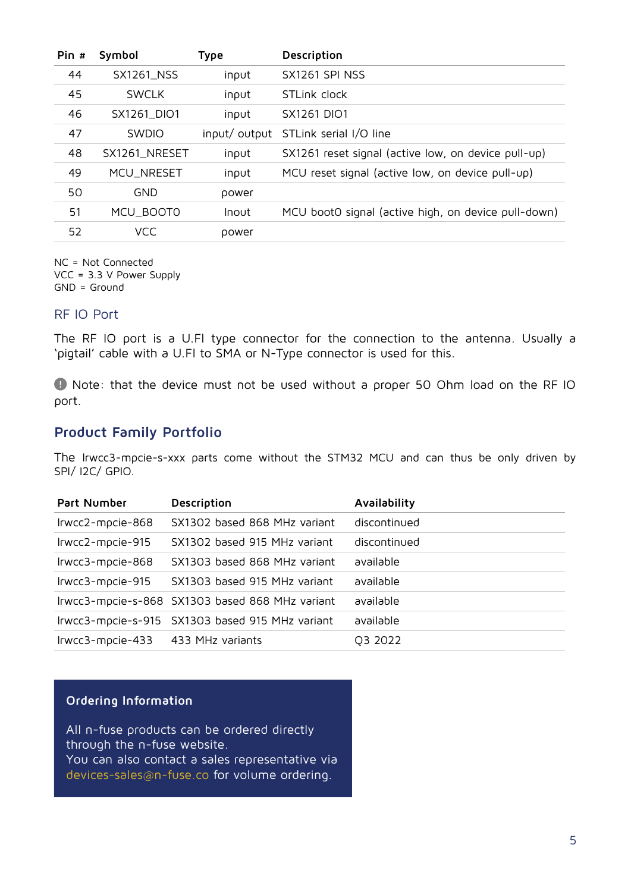| Pin # | Symbol | Type | Description |
|---|---|---|---|
| 44 | SX1261_NSS | input | SX1261 SPI NSS |
| 45 | SWCLK | input | STLink clock |
| 46 | SX1261_DIO1 | input | SX1261 DIO1 |
| 47 | SWDIO | input/ output | STLink serial I/O line |
| 48 | SX1261_NRESET | input | SX1261 reset signal (active low, on device pull-up) |
| 49 | MCU_NRESET | input | MCU reset signal (active low, on device pull-up) |
| 50 | GND | power | |
| 51 | MCU_BOOT0 | Inout | MCU boot0 signal (active high, on device pull-down) |
| 52 | VCC | power | |

NC = Not Connected
VCC = 3.3 V Power Supply
GND = Ground

### RF IO Port

The RF IO port is a U.FI type connector for the connection to the antenna. Usually a 'pigtail' cable with a U.FI to SMA or N-Type connector is used for this.

Note: that the device must not be used without a proper 50 Ohm load on the RF IO port.

## Product Family Portfolio

The lrwcc3-mpcie-s-xxx parts come without the STM32 MCU and can thus be only driven by SPI/ I2C/ GPIO.

| Part Number | Description | Availability |
|---|---|---|
| lrwcc2-mpcie-868 | SX1302 based 868 MHz variant | discontinued |
| lrwcc2-mpcie-915 | SX1302 based 915 MHz variant | discontinued |
| lrwcc3-mpcie-868 | SX1303 based 868 MHz variant | available |
| lrwcc3-mpcie-915 | SX1303 based 915 MHz variant | available |
| lrwcc3-mpcie-s-868 | SX1303 based 868 MHz variant | available |
| lrwcc3-mpcie-s-915 | SX1303 based 915 MHz variant | available |
| lrwcc3-mpcie-433 | 433 MHz variants | Q3 2022 |

**Ordering Information**

All n-fuse products can be ordered directly through the n-fuse website.
You can also contact a sales representative via devices-sales@n-fuse.co for volume ordering.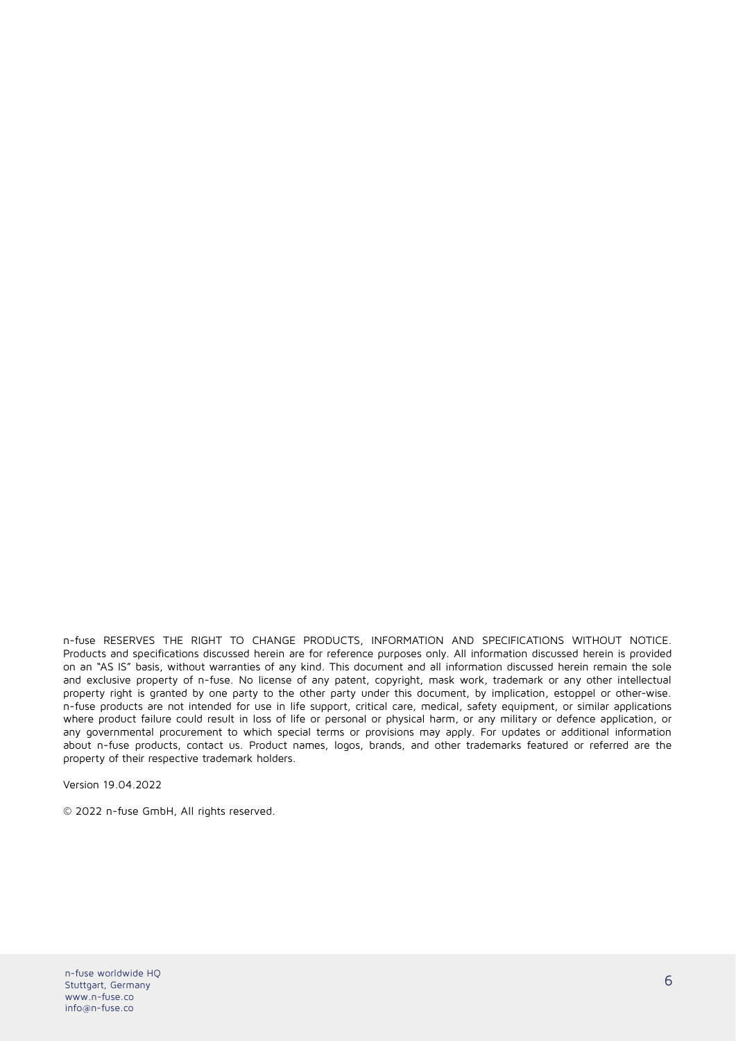n-fuse RESERVES THE RIGHT TO CHANGE PRODUCTS, INFORMATION AND SPECIFICATIONS WITHOUT NOTICE. Products and specifications discussed herein are for reference purposes only. All information discussed herein is provided on an "AS IS" basis, without warranties of any kind. This document and all information discussed herein remain the sole and exclusive property of n-fuse. No license of any patent, copyright, mask work, trademark or any other intellectual property right is granted by one party to the other party under this document, by implication, estoppel or other-wise. n-fuse products are not intended for use in life support, critical care, medical, safety equipment, or similar applications where product failure could result in loss of life or personal or physical harm, or any military or defence application, or any governmental procurement to which special terms or provisions may apply. For updates or additional information about n-fuse products, contact us. Product names, logos, brands, and other trademarks featured or referred are the property of their respective trademark holders.

Version 19.04.2022

© 2022 n-fuse GmbH, All rights reserved.

n-fuse worldwide HQ
Stuttgart, Germany
www.n-fuse.co
info@n-fuse.co